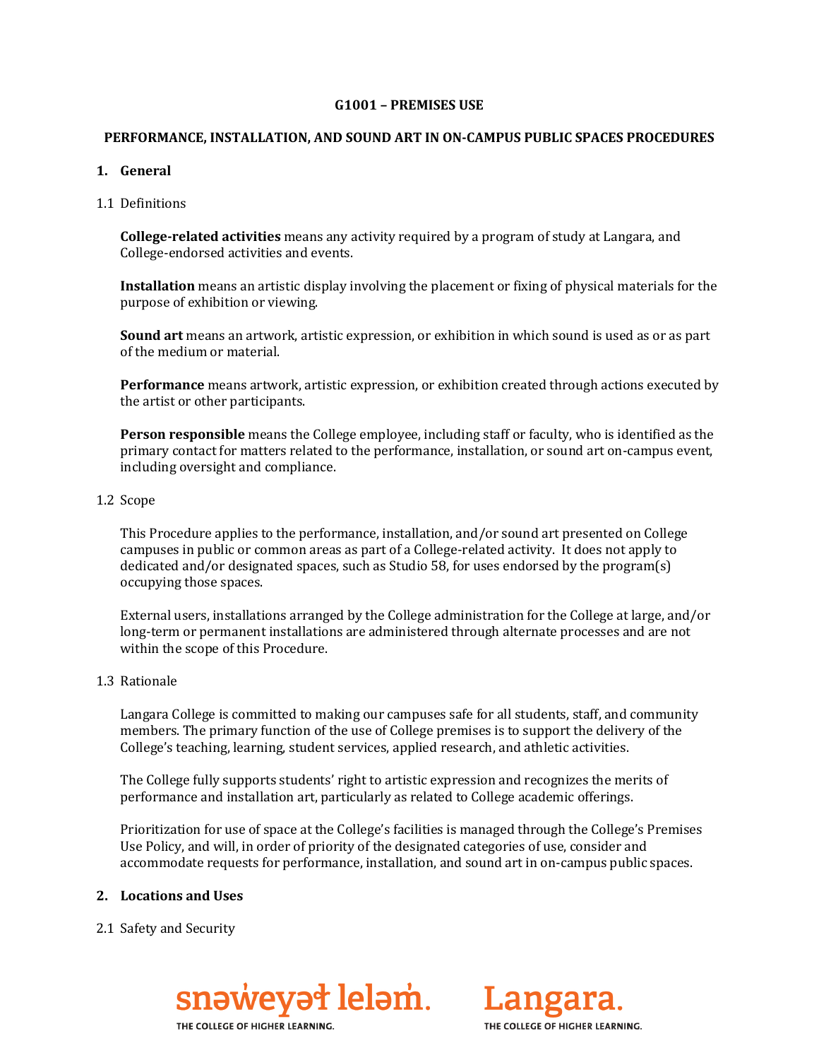**G1001 – PREMISES USE**

**PERFORMANCE, INSTALLATION, AND SOUND ART IN ON-CAMPUS PUBLIC SPACES PROCEDURES**

## 1. General

### 1.1 Definitions

**College-related activities** means any activity required by a program of study at Langara, and College-endorsed activities and events.

**Installation** means an artistic display involving the placement or fixing of physical materials for the purpose of exhibition or viewing.

**Sound art** means an artwork, artistic expression, or exhibition in which sound is used as or as part of the medium or material.

**Performance** means artwork, artistic expression, or exhibition created through actions executed by the artist or other participants.

**Person responsible** means the College employee, including staff or faculty, who is identified as the primary contact for matters related to the performance, installation, or sound art on-campus event, including oversight and compliance.

### 1.2 Scope

This Procedure applies to the performance, installation, and/or sound art presented on College campuses in public or common areas as part of a College-related activity. It does not apply to dedicated and/or designated spaces, such as Studio 58, for uses endorsed by the program(s) occupying those spaces.

External users, installations arranged by the College administration for the College at large, and/or long-term or permanent installations are administered through alternate processes and are not within the scope of this Procedure.

### 1.3 Rationale

Langara College is committed to making our campuses safe for all students, staff, and community members. The primary function of the use of College premises is to support the delivery of the College's teaching, learning, student services, applied research, and athletic activities.

The College fully supports students' right to artistic expression and recognizes the merits of performance and installation art, particularly as related to College academic offerings.

Prioritization for use of space at the College's facilities is managed through the College's Premises Use Policy, and will, in order of priority of the designated categories of use, consider and accommodate requests for performance, installation, and sound art in on-campus public spaces.

## 2. Locations and Uses

### 2.1 Safety and Security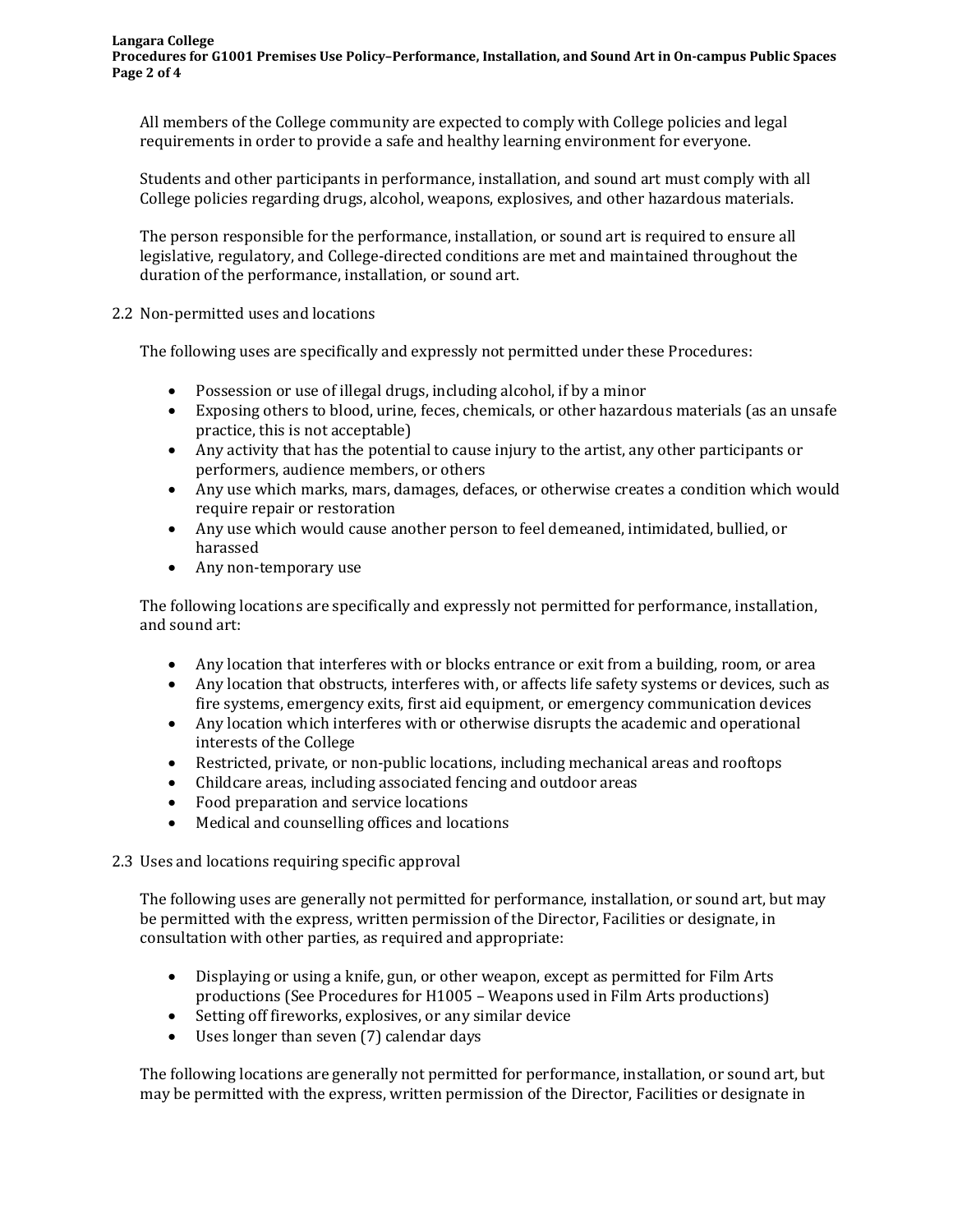All members of the College community are expected to comply with College policies and legal requirements in order to provide a safe and healthy learning environment for everyone.

Students and other participants in performance, installation, and sound art must comply with all College policies regarding drugs, alcohol, weapons, explosives, and other hazardous materials.

The person responsible for the performance, installation, or sound art is required to ensure all legislative, regulatory, and College-directed conditions are met and maintained throughout the duration of the performance, installation, or sound art.

### 2.2 Non-permitted uses and locations

The following uses are specifically and expressly not permitted under these Procedures:

- Possession or use of illegal drugs, including alcohol, if by a minor
- Exposing others to blood, urine, feces, chemicals, or other hazardous materials (as an unsafe practice, this is not acceptable)
- Any activity that has the potential to cause injury to the artist, any other participants or performers, audience members, or others
- Any use which marks, mars, damages, defaces, or otherwise creates a condition which would require repair or restoration
- Any use which would cause another person to feel demeaned, intimidated, bullied, or harassed
- Any non-temporary use

The following locations are specifically and expressly not permitted for performance, installation, and sound art:

- Any location that interferes with or blocks entrance or exit from a building, room, or area
- Any location that obstructs, interferes with, or affects life safety systems or devices, such as fire systems, emergency exits, first aid equipment, or emergency communication devices
- Any location which interferes with or otherwise disrupts the academic and operational interests of the College
- Restricted, private, or non-public locations, including mechanical areas and rooftops
- Childcare areas, including associated fencing and outdoor areas
- Food preparation and service locations
- Medical and counselling offices and locations

### 2.3 Uses and locations requiring specific approval

The following uses are generally not permitted for performance, installation, or sound art, but may be permitted with the express, written permission of the Director, Facilities or designate, in consultation with other parties, as required and appropriate:

- Displaying or using a knife, gun, or other weapon, except as permitted for Film Arts productions (See Procedures for H1005 – Weapons used in Film Arts productions)
- Setting off fireworks, explosives, or any similar device
- Uses longer than seven (7) calendar days

The following locations are generally not permitted for performance, installation, or sound art, but may be permitted with the express, written permission of the Director, Facilities or designate in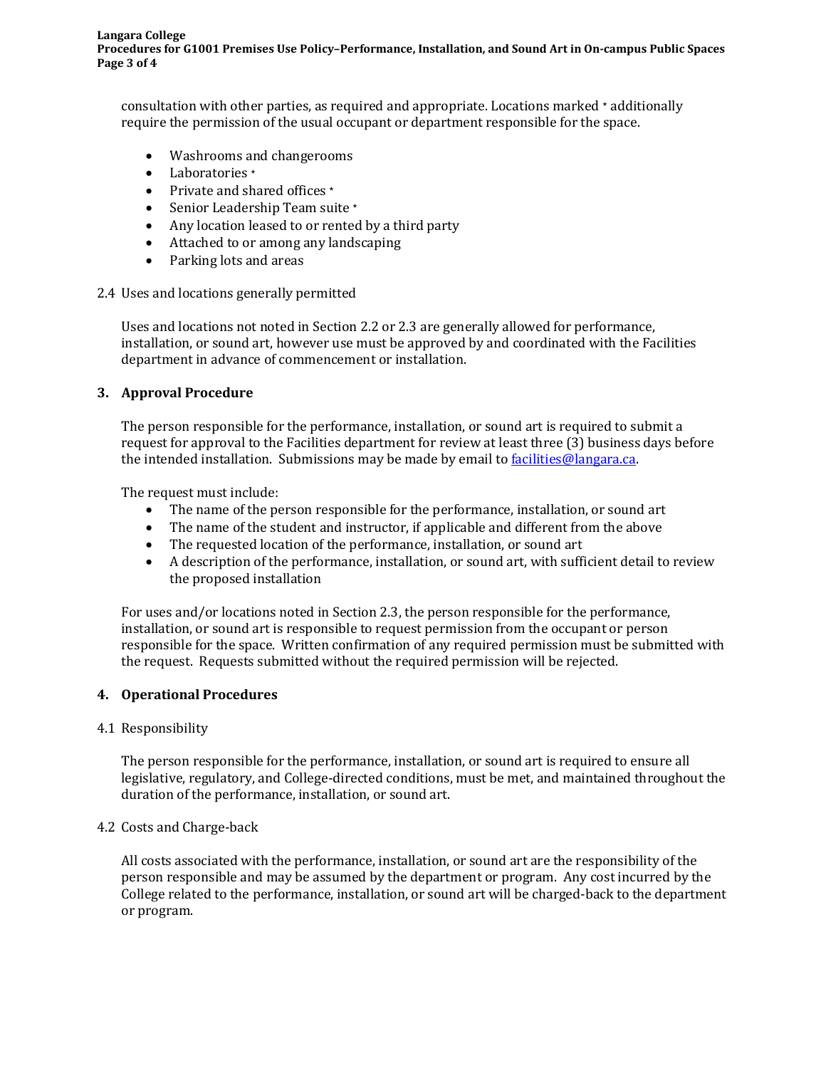consultation with other parties, as required and appropriate. Locations marked * additionally require the permission of the usual occupant or department responsible for the space.

- Washrooms and changerooms
- Laboratories *
- Private and shared offices *
- Senior Leadership Team suite *
- Any location leased to or rented by a third party
- Attached to or among any landscaping
- Parking lots and areas

2.4 Uses and locations generally permitted

Uses and locations not noted in Section 2.2 or 2.3 are generally allowed for performance, installation, or sound art, however use must be approved by and coordinated with the Facilities department in advance of commencement or installation.

## 3. Approval Procedure

The person responsible for the performance, installation, or sound art is required to submit a request for approval to the Facilities department for review at least three (3) business days before the intended installation. Submissions may be made by email to [facilities@langara.ca](mailto:facilities@langara.ca).

The request must include:

- The name of the person responsible for the performance, installation, or sound art
- The name of the student and instructor, if applicable and different from the above
- The requested location of the performance, installation, or sound art
- A description of the performance, installation, or sound art, with sufficient detail to review the proposed installation

For uses and/or locations noted in Section 2.3, the person responsible for the performance, installation, or sound art is responsible to request permission from the occupant or person responsible for the space. Written confirmation of any required permission must be submitted with the request. Requests submitted without the required permission will be rejected.

## 4. Operational Procedures

4.1 Responsibility

The person responsible for the performance, installation, or sound art is required to ensure all legislative, regulatory, and College-directed conditions, must be met, and maintained throughout the duration of the performance, installation, or sound art.

4.2 Costs and Charge-back

All costs associated with the performance, installation, or sound art are the responsibility of the person responsible and may be assumed by the department or program. Any cost incurred by the College related to the performance, installation, or sound art will be charged-back to the department or program.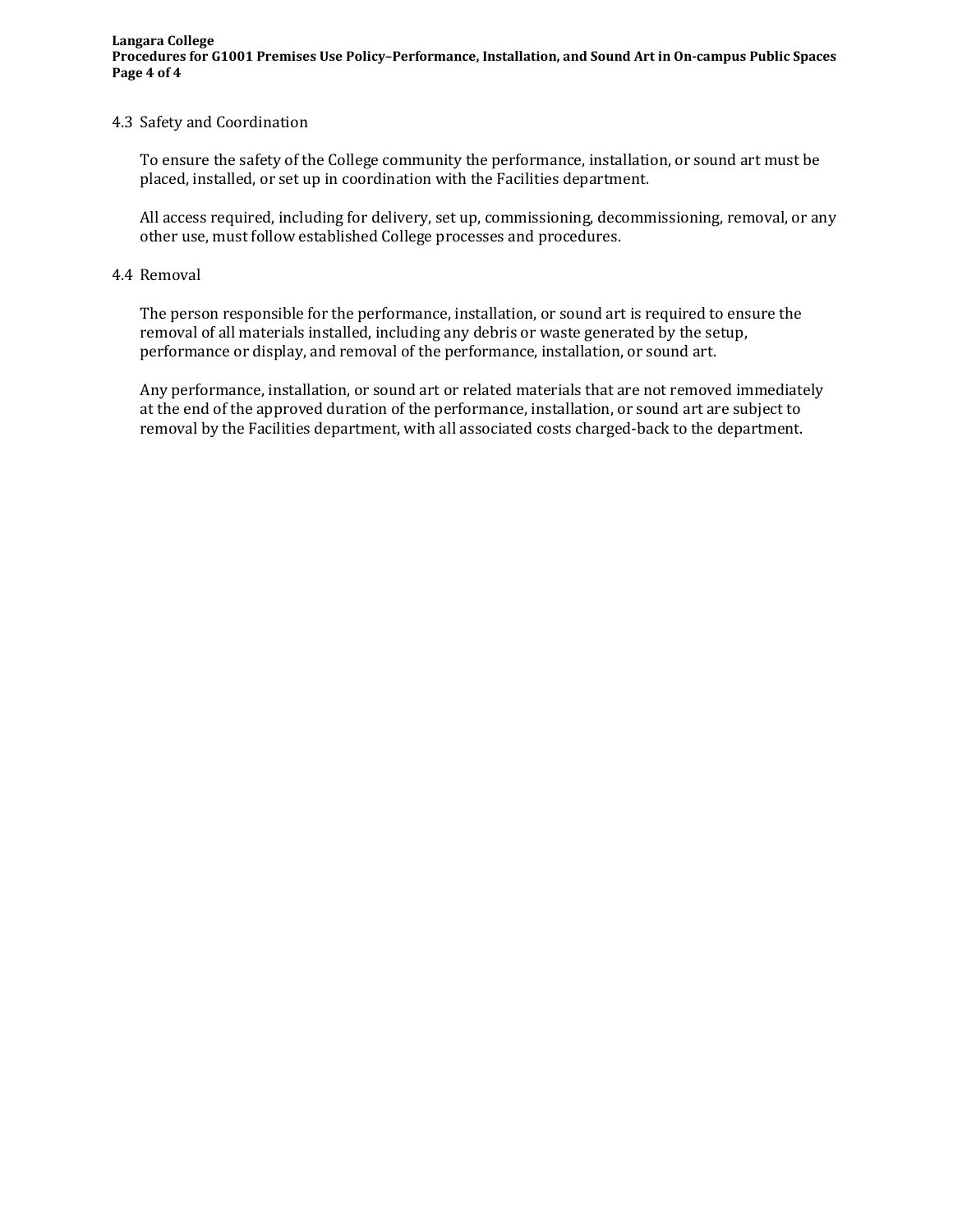### 4.3 Safety and Coordination

To ensure the safety of the College community the performance, installation, or sound art must be placed, installed, or set up in coordination with the Facilities department.

All access required, including for delivery, set up, commissioning, decommissioning, removal, or any other use, must follow established College processes and procedures.

### 4.4 Removal

The person responsible for the performance, installation, or sound art is required to ensure the removal of all materials installed, including any debris or waste generated by the setup, performance or display, and removal of the performance, installation, or sound art.

Any performance, installation, or sound art or related materials that are not removed immediately at the end of the approved duration of the performance, installation, or sound art are subject to removal by the Facilities department, with all associated costs charged-back to the department.